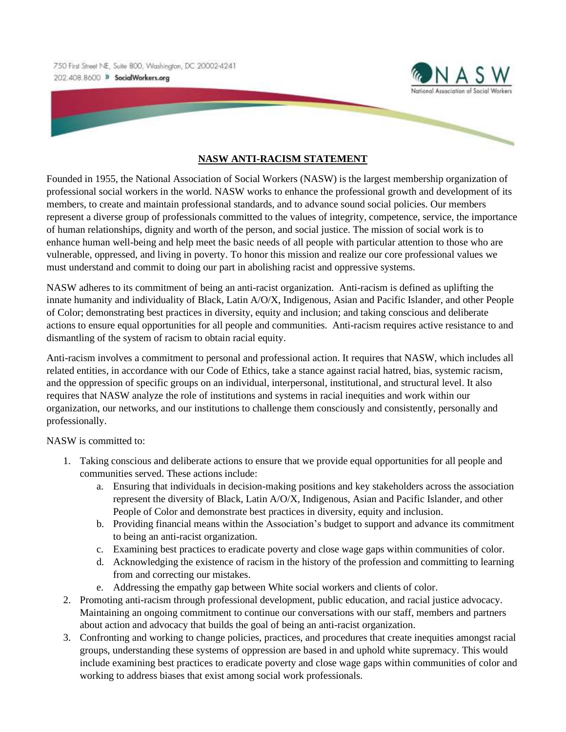750 First Street NE, Suite 800, Washington, DC 20002-4241
202.408.8600 » SocialWorkers.org

NASW
National Association of Social Workers

# NASW ANTI-RACISM STATEMENT

Founded in 1955, the National Association of Social Workers (NASW) is the largest membership organization of professional social workers in the world. NASW works to enhance the professional growth and development of its members, to create and maintain professional standards, and to advance sound social policies. Our members represent a diverse group of professionals committed to the values of integrity, competence, service, the importance of human relationships, dignity and worth of the person, and social justice. The mission of social work is to enhance human well-being and help meet the basic needs of all people with particular attention to those who are vulnerable, oppressed, and living in poverty. To honor this mission and realize our core professional values we must understand and commit to doing our part in abolishing racist and oppressive systems.

NASW adheres to its commitment of being an anti-racist organization. Anti-racism is defined as uplifting the innate humanity and individuality of Black, Latin A/O/X, Indigenous, Asian and Pacific Islander, and other People of Color; demonstrating best practices in diversity, equity and inclusion; and taking conscious and deliberate actions to ensure equal opportunities for all people and communities. Anti-racism requires active resistance to and dismantling of the system of racism to obtain racial equity.

Anti-racism involves a commitment to personal and professional action. It requires that NASW, which includes all related entities, in accordance with our Code of Ethics, take a stance against racial hatred, bias, systemic racism, and the oppression of specific groups on an individual, interpersonal, institutional, and structural level. It also requires that NASW analyze the role of institutions and systems in racial inequities and work within our organization, our networks, and our institutions to challenge them consciously and consistently, personally and professionally.

NASW is committed to:

1. Taking conscious and deliberate actions to ensure that we provide equal opportunities for all people and communities served. These actions include:
   a. Ensuring that individuals in decision-making positions and key stakeholders across the association represent the diversity of Black, Latin A/O/X, Indigenous, Asian and Pacific Islander, and other People of Color and demonstrate best practices in diversity, equity and inclusion.
   b. Providing financial means within the Association's budget to support and advance its commitment to being an anti-racist organization.
   c. Examining best practices to eradicate poverty and close wage gaps within communities of color.
   d. Acknowledging the existence of racism in the history of the profession and committing to learning from and correcting our mistakes.
   e. Addressing the empathy gap between White social workers and clients of color.
2. Promoting anti-racism through professional development, public education, and racial justice advocacy. Maintaining an ongoing commitment to continue our conversations with our staff, members and partners about action and advocacy that builds the goal of being an anti-racist organization.
3. Confronting and working to change policies, practices, and procedures that create inequities amongst racial groups, understanding these systems of oppression are based in and uphold white supremacy. This would include examining best practices to eradicate poverty and close wage gaps within communities of color and working to address biases that exist among social work professionals.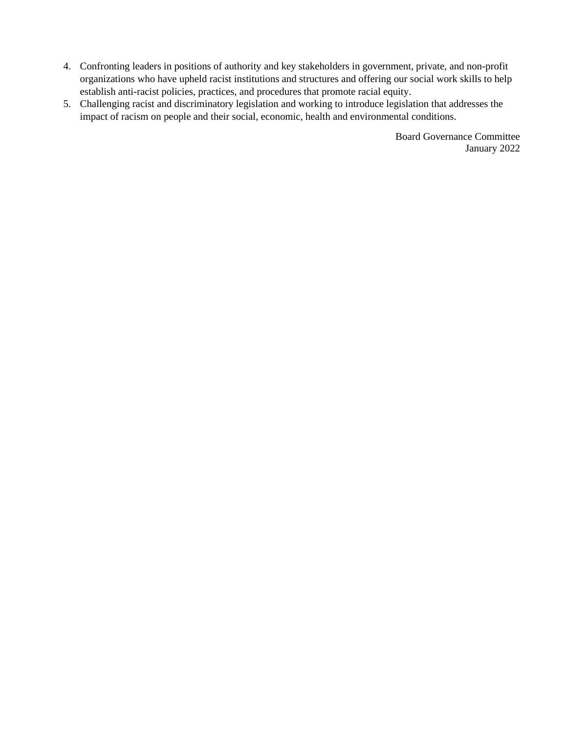4. Confronting leaders in positions of authority and key stakeholders in government, private, and non-profit organizations who have upheld racist institutions and structures and offering our social work skills to help establish anti-racist policies, practices, and procedures that promote racial equity.
5. Challenging racist and discriminatory legislation and working to introduce legislation that addresses the impact of racism on people and their social, economic, health and environmental conditions.

Board Governance Committee
January 2022